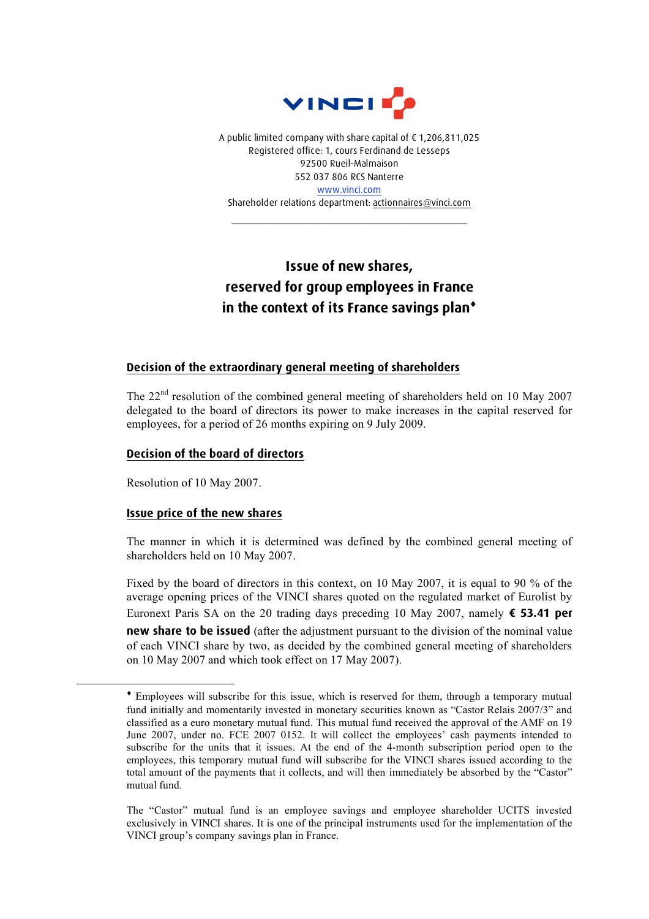VINCI

A public limited company with share capital of € 1,206,811,025
Registered office: 1, cours Ferdinand de Lesseps
92500 Rueil-Malmaison
552 037 806 RCS Nanterre
www.vinci.com
Shareholder relations department: actionnaires@vinci.com

# Issue of new shares, reserved for group employees in France in the context of its France savings plan♦

## Decision of the extraordinary general meeting of shareholders

The 22nd resolution of the combined general meeting of shareholders held on 10 May 2007 delegated to the board of directors its power to make increases in the capital reserved for employees, for a period of 26 months expiring on 9 July 2009.

## Decision of the board of directors

Resolution of 10 May 2007.

## Issue price of the new shares

The manner in which it is determined was defined by the combined general meeting of shareholders held on 10 May 2007.

Fixed by the board of directors in this context, on 10 May 2007, it is equal to 90 % of the average opening prices of the VINCI shares quoted on the regulated market of Eurolist by Euronext Paris SA on the 20 trading days preceding 10 May 2007, namely **€ 53.41 per new share to be issued** (after the adjustment pursuant to the division of the nominal value of each VINCI share by two, as decided by the combined general meeting of shareholders on 10 May 2007 and which took effect on 17 May 2007).

---

♦ Employees will subscribe for this issue, which is reserved for them, through a temporary mutual fund initially and momentarily invested in monetary securities known as "Castor Relais 2007/3" and classified as a euro monetary mutual fund. This mutual fund received the approval of the AMF on 19 June 2007, under no. FCE 2007 0152. It will collect the employees' cash payments intended to subscribe for the units that it issues. At the end of the 4-month subscription period open to the employees, this temporary mutual fund will subscribe for the VINCI shares issued according to the total amount of the payments that it collects, and will then immediately be absorbed by the "Castor" mutual fund.

The "Castor" mutual fund is an employee savings and employee shareholder UCITS invested exclusively in VINCI shares. It is one of the principal instruments used for the implementation of the VINCI group's company savings plan in France.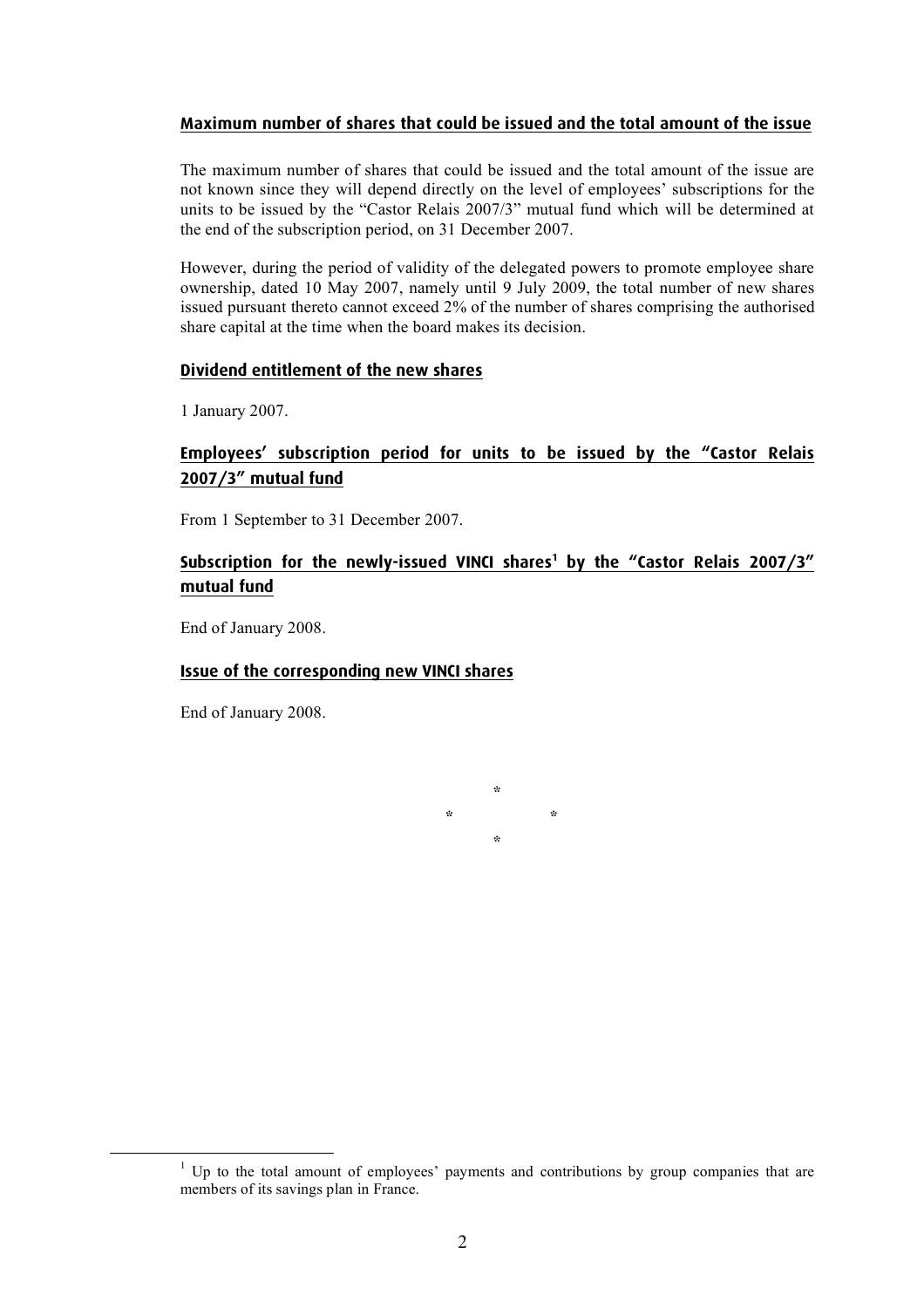## Maximum number of shares that could be issued and the total amount of the issue

The maximum number of shares that could be issued and the total amount of the issue are not known since they will depend directly on the level of employees' subscriptions for the units to be issued by the "Castor Relais 2007/3" mutual fund which will be determined at the end of the subscription period, on 31 December 2007.

However, during the period of validity of the delegated powers to promote employee share ownership, dated 10 May 2007, namely until 9 July 2009, the total number of new shares issued pursuant thereto cannot exceed 2% of the number of shares comprising the authorised share capital at the time when the board makes its decision.

## Dividend entitlement of the new shares

1 January 2007.

## Employees' subscription period for units to be issued by the "Castor Relais 2007/3" mutual fund

From 1 September to 31 December 2007.

## Subscription for the newly-issued VINCI shares[1] by the "Castor Relais 2007/3" mutual fund

End of January 2008.

## Issue of the corresponding new VINCI shares

End of January 2008.

*

\*        *

*

[1] Up to the total amount of employees' payments and contributions by group companies that are members of its savings plan in France.